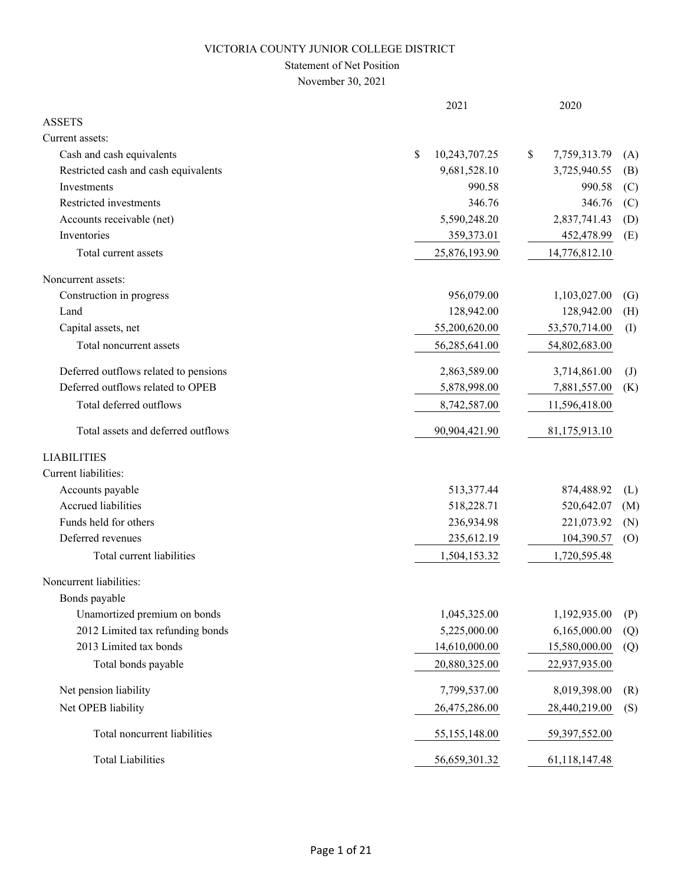# VICTORIA COUNTY JUNIOR COLLEGE DISTRICT

## Statement of Net Position

November 30, 2021

| | 2021 | 2020 | |
|---|---|---|---|
| **ASSETS** | | | |
| Current assets: | | | |
| Cash and cash equivalents | $ 10,243,707.25 | $ 7,759,313.79 | (A) |
| Restricted cash and cash equivalents | 9,681,528.10 | 3,725,940.55 | (B) |
| Investments | 990.58 | 990.58 | (C) |
| Restricted investments | 346.76 | 346.76 | (C) |
| Accounts receivable (net) | 5,590,248.20 | 2,837,741.43 | (D) |
| Inventories | 359,373.01 | 452,478.99 | (E) |
| Total current assets | 25,876,193.90 | 14,776,812.10 | |
| Noncurrent assets: | | | |
| Construction in progress | 956,079.00 | 1,103,027.00 | (G) |
| Land | 128,942.00 | 128,942.00 | (H) |
| Capital assets, net | 55,200,620.00 | 53,570,714.00 | (I) |
| Total noncurrent assets | 56,285,641.00 | 54,802,683.00 | |
| Deferred outflows related to pensions | 2,863,589.00 | 3,714,861.00 | (J) |
| Deferred outflows related to OPEB | 5,878,998.00 | 7,881,557.00 | (K) |
| Total deferred outflows | 8,742,587.00 | 11,596,418.00 | |
| Total assets and deferred outflows | 90,904,421.90 | 81,175,913.10 | |
| **LIABILITIES** | | | |
| Current liabilities: | | | |
| Accounts payable | 513,377.44 | 874,488.92 | (L) |
| Accrued liabilities | 518,228.71 | 520,642.07 | (M) |
| Funds held for others | 236,934.98 | 221,073.92 | (N) |
| Deferred revenues | 235,612.19 | 104,390.57 | (O) |
| Total current liabilities | 1,504,153.32 | 1,720,595.48 | |
| Noncurrent liabilities: | | | |
| Bonds payable | | | |
| Unamortized premium on bonds | 1,045,325.00 | 1,192,935.00 | (P) |
| 2012 Limited tax refunding bonds | 5,225,000.00 | 6,165,000.00 | (Q) |
| 2013 Limited tax bonds | 14,610,000.00 | 15,580,000.00 | (Q) |
| Total bonds payable | 20,880,325.00 | 22,937,935.00 | |
| Net pension liability | 7,799,537.00 | 8,019,398.00 | (R) |
| Net OPEB liability | 26,475,286.00 | 28,440,219.00 | (S) |
| Total noncurrent liabilities | 55,155,148.00 | 59,397,552.00 | |
| Total Liabilities | 56,659,301.32 | 61,118,147.48 | |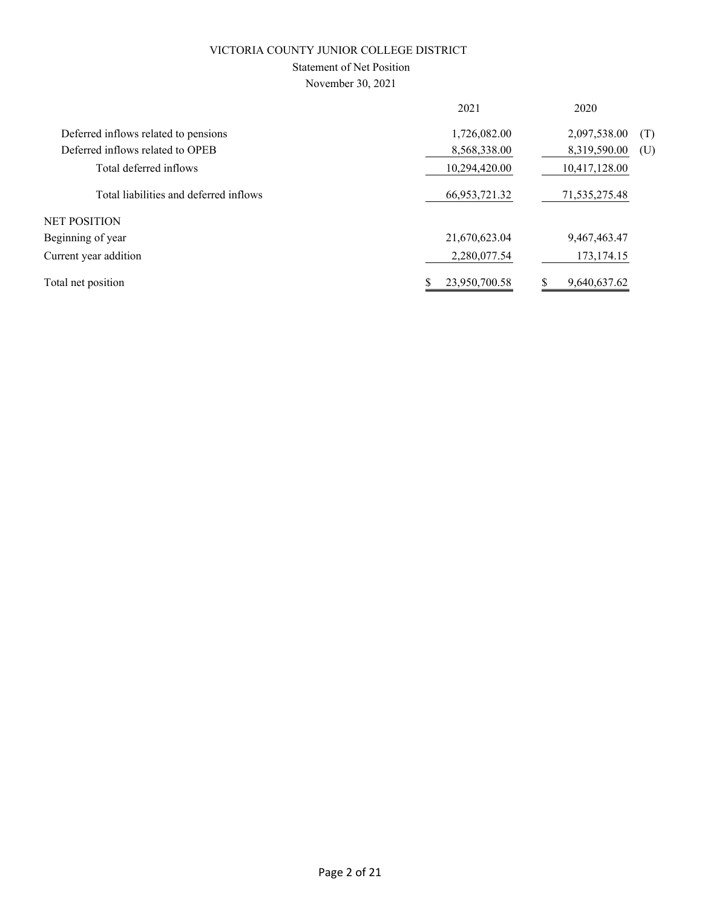VICTORIA COUNTY JUNIOR COLLEGE DISTRICT

Statement of Net Position

November 30, 2021

| | 2021 | 2020 | |
|---|---|---|---|
| Deferred inflows related to pensions | 1,726,082.00 | 2,097,538.00 | (T) |
| Deferred inflows related to OPEB | 8,568,338.00 | 8,319,590.00 | (U) |
| Total deferred inflows | 10,294,420.00 | 10,417,128.00 | |
| Total liabilities and deferred inflows | 66,953,721.32 | 71,535,275.48 | |
| NET POSITION | | | |
| Beginning of year | 21,670,623.04 | 9,467,463.47 | |
| Current year addition | 2,280,077.54 | 173,174.15 | |
| Total net position | $ 23,950,700.58 | $ 9,640,637.62 | |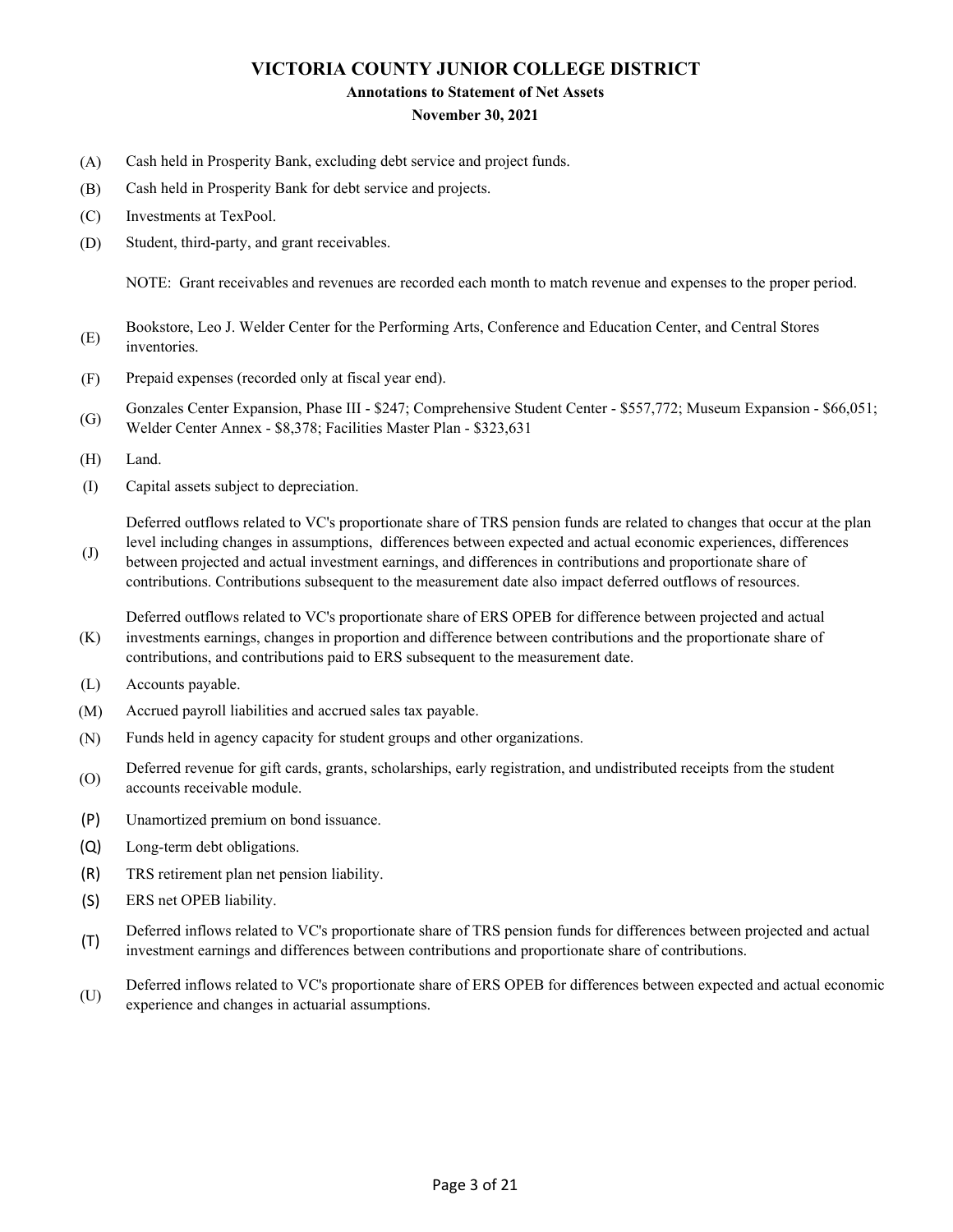# VICTORIA COUNTY JUNIOR COLLEGE DISTRICT

## Annotations to Statement of Net Assets

### November 30, 2021

(A) Cash held in Prosperity Bank, excluding debt service and project funds.

(B) Cash held in Prosperity Bank for debt service and projects.

(C) Investments at TexPool.

(D) Student, third-party, and grant receivables.

NOTE: Grant receivables and revenues are recorded each month to match revenue and expenses to the proper period.

(E) Bookstore, Leo J. Welder Center for the Performing Arts, Conference and Education Center, and Central Stores inventories.

(F) Prepaid expenses (recorded only at fiscal year end).

(G) Gonzales Center Expansion, Phase III - $247; Comprehensive Student Center - $557,772; Museum Expansion - $66,051; Welder Center Annex - $8,378; Facilities Master Plan - $323,631

(H) Land.

(I) Capital assets subject to depreciation.

(J) Deferred outflows related to VC's proportionate share of TRS pension funds are related to changes that occur at the plan level including changes in assumptions, differences between expected and actual economic experiences, differences between projected and actual investment earnings, and differences in contributions and proportionate share of contributions. Contributions subsequent to the measurement date also impact deferred outflows of resources.

(K) Deferred outflows related to VC's proportionate share of ERS OPEB for difference between projected and actual investments earnings, changes in proportion and difference between contributions and the proportionate share of contributions, and contributions paid to ERS subsequent to the measurement date.

(L) Accounts payable.

(M) Accrued payroll liabilities and accrued sales tax payable.

(N) Funds held in agency capacity for student groups and other organizations.

(O) Deferred revenue for gift cards, grants, scholarships, early registration, and undistributed receipts from the student accounts receivable module.

(P) Unamortized premium on bond issuance.

(Q) Long-term debt obligations.

(R) TRS retirement plan net pension liability.

(S) ERS net OPEB liability.

(T) Deferred inflows related to VC's proportionate share of TRS pension funds for differences between projected and actual investment earnings and differences between contributions and proportionate share of contributions.

(U) Deferred inflows related to VC's proportionate share of ERS OPEB for differences between expected and actual economic experience and changes in actuarial assumptions.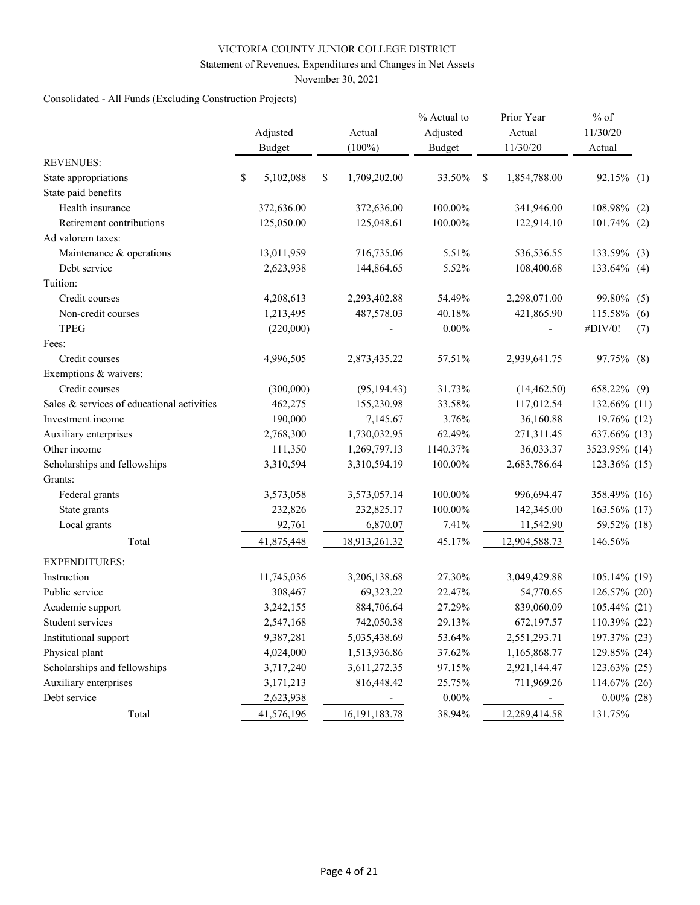# VICTORIA COUNTY JUNIOR COLLEGE DISTRICT

## Statement of Revenues, Expenditures and Changes in Net Assets

November 30, 2021

Consolidated - All Funds (Excluding Construction Projects)

| | Adjusted Budget | Actual (100%) | % Actual to Adjusted Budget | Prior Year Actual 11/30/20 | % of 11/30/20 Actual | |
|---|---|---|---|---|---|---|
| **REVENUES:** | | | | | | |
| State appropriations | $ 5,102,088 | $ 1,709,202.00 | 33.50% | $ 1,854,788.00 | 92.15% | (1) |
| State paid benefits | | | | | | |
| Health insurance | 372,636.00 | 372,636.00 | 100.00% | 341,946.00 | 108.98% | (2) |
| Retirement contributions | 125,050.00 | 125,048.61 | 100.00% | 122,914.10 | 101.74% | (2) |
| Ad valorem taxes: | | | | | | |
| Maintenance & operations | 13,011,959 | 716,735.06 | 5.51% | 536,536.55 | 133.59% | (3) |
| Debt service | 2,623,938 | 144,864.65 | 5.52% | 108,400.68 | 133.64% | (4) |
| Tuition: | | | | | | |
| Credit courses | 4,208,613 | 2,293,402.88 | 54.49% | 2,298,071.00 | 99.80% | (5) |
| Non-credit courses | 1,213,495 | 487,578.03 | 40.18% | 421,865.90 | 115.58% | (6) |
| TPEG | (220,000) | - | 0.00% | - | #DIV/0! | (7) |
| Fees: | | | | | | |
| Credit courses | 4,996,505 | 2,873,435.22 | 57.51% | 2,939,641.75 | 97.75% | (8) |
| Exemptions & waivers: | | | | | | |
| Credit courses | (300,000) | (95,194.43) | 31.73% | (14,462.50) | 658.22% | (9) |
| Sales & services of educational activities | 462,275 | 155,230.98 | 33.58% | 117,012.54 | 132.66% | (11) |
| Investment income | 190,000 | 7,145.67 | 3.76% | 36,160.88 | 19.76% | (12) |
| Auxiliary enterprises | 2,768,300 | 1,730,032.95 | 62.49% | 271,311.45 | 637.66% | (13) |
| Other income | 111,350 | 1,269,797.13 | 1140.37% | 36,033.37 | 3523.95% | (14) |
| Scholarships and fellowships | 3,310,594 | 3,310,594.19 | 100.00% | 2,683,786.64 | 123.36% | (15) |
| Grants: | | | | | | |
| Federal grants | 3,573,058 | 3,573,057.14 | 100.00% | 996,694.47 | 358.49% | (16) |
| State grants | 232,826 | 232,825.17 | 100.00% | 142,345.00 | 163.56% | (17) |
| Local grants | 92,761 | 6,870.07 | 7.41% | 11,542.90 | 59.52% | (18) |
| Total | 41,875,448 | 18,913,261.32 | 45.17% | 12,904,588.73 | 146.56% | |
| **EXPENDITURES:** | | | | | | |
| Instruction | 11,745,036 | 3,206,138.68 | 27.30% | 3,049,429.88 | 105.14% | (19) |
| Public service | 308,467 | 69,323.22 | 22.47% | 54,770.65 | 126.57% | (20) |
| Academic support | 3,242,155 | 884,706.64 | 27.29% | 839,060.09 | 105.44% | (21) |
| Student services | 2,547,168 | 742,050.38 | 29.13% | 672,197.57 | 110.39% | (22) |
| Institutional support | 9,387,281 | 5,035,438.69 | 53.64% | 2,551,293.71 | 197.37% | (23) |
| Physical plant | 4,024,000 | 1,513,936.86 | 37.62% | 1,165,868.77 | 129.85% | (24) |
| Scholarships and fellowships | 3,717,240 | 3,611,272.35 | 97.15% | 2,921,144.47 | 123.63% | (25) |
| Auxiliary enterprises | 3,171,213 | 816,448.42 | 25.75% | 711,969.26 | 114.67% | (26) |
| Debt service | 2,623,938 | - | 0.00% | - | 0.00% | (28) |
| Total | 41,576,196 | 16,191,183.78 | 38.94% | 12,289,414.58 | 131.75% | |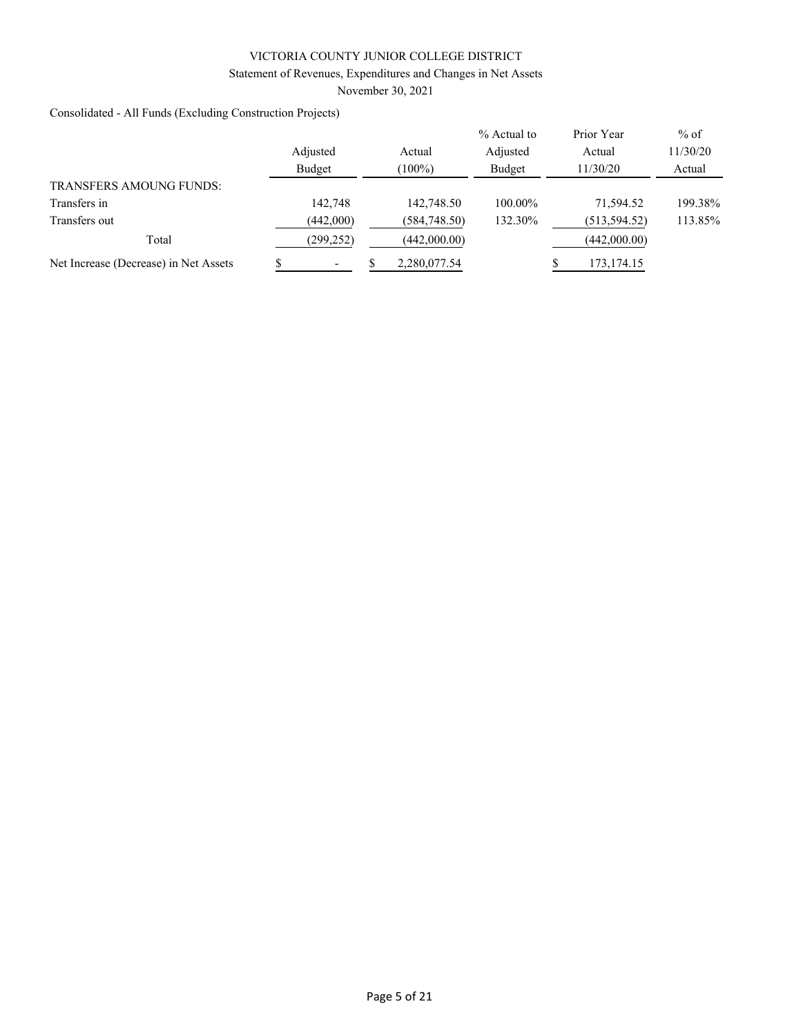VICTORIA COUNTY JUNIOR COLLEGE DISTRICT

Statement of Revenues, Expenditures and Changes in Net Assets

November 30, 2021

Consolidated - All Funds (Excluding Construction Projects)

| | Adjusted Budget | Actual (100%) | % Actual to Adjusted Budget | Prior Year Actual 11/30/20 | % of 11/30/20 Actual |
|---|---|---|---|---|---|
| TRANSFERS AMOUNG FUNDS: | | | | | |
| Transfers in | 142,748 | 142,748.50 | 100.00% | 71,594.52 | 199.38% |
| Transfers out | (442,000) | (584,748.50) | 132.30% | (513,594.52) | 113.85% |
| Total | (299,252) | (442,000.00) | | (442,000.00) | |
| Net Increase (Decrease) in Net Assets | $ - | $ 2,280,077.54 | | $ 173,174.15 | |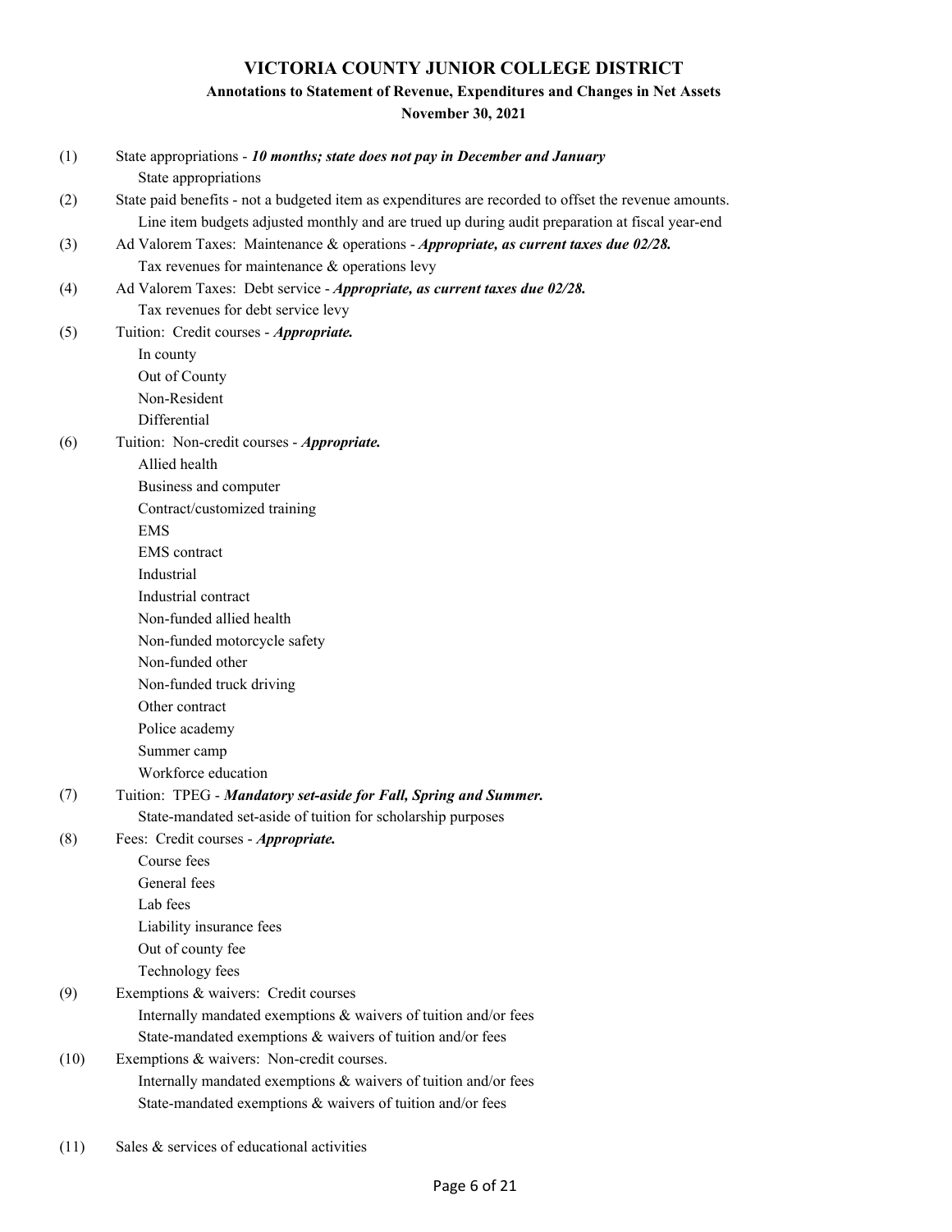# VICTORIA COUNTY JUNIOR COLLEGE DISTRICT

## Annotations to Statement of Revenue, Expenditures and Changes in Net Assets

### November 30, 2021

(1) State appropriations - ***10 months; state does not pay in December and January***
- State appropriations

(2) State paid benefits - not a budgeted item as expenditures are recorded to offset the revenue amounts.
- Line item budgets adjusted monthly and are trued up during audit preparation at fiscal year-end

(3) Ad Valorem Taxes: Maintenance & operations - ***Appropriate, as current taxes due 02/28.***
- Tax revenues for maintenance & operations levy

(4) Ad Valorem Taxes: Debt service - ***Appropriate, as current taxes due 02/28.***
- Tax revenues for debt service levy

(5) Tuition: Credit courses - ***Appropriate.***
- In county
- Out of County
- Non-Resident
- Differential

(6) Tuition: Non-credit courses - ***Appropriate.***
- Allied health
- Business and computer
- Contract/customized training
- EMS
- EMS contract
- Industrial
- Industrial contract
- Non-funded allied health
- Non-funded motorcycle safety
- Non-funded other
- Non-funded truck driving
- Other contract
- Police academy
- Summer camp
- Workforce education

(7) Tuition: TPEG - ***Mandatory set-aside for Fall, Spring and Summer.***
- State-mandated set-aside of tuition for scholarship purposes

(8) Fees: Credit courses - ***Appropriate.***
- Course fees
- General fees
- Lab fees
- Liability insurance fees
- Out of county fee
- Technology fees

(9) Exemptions & waivers: Credit courses
- Internally mandated exemptions & waivers of tuition and/or fees
- State-mandated exemptions & waivers of tuition and/or fees

(10) Exemptions & waivers: Non-credit courses.
- Internally mandated exemptions & waivers of tuition and/or fees
- State-mandated exemptions & waivers of tuition and/or fees

(11) Sales & services of educational activities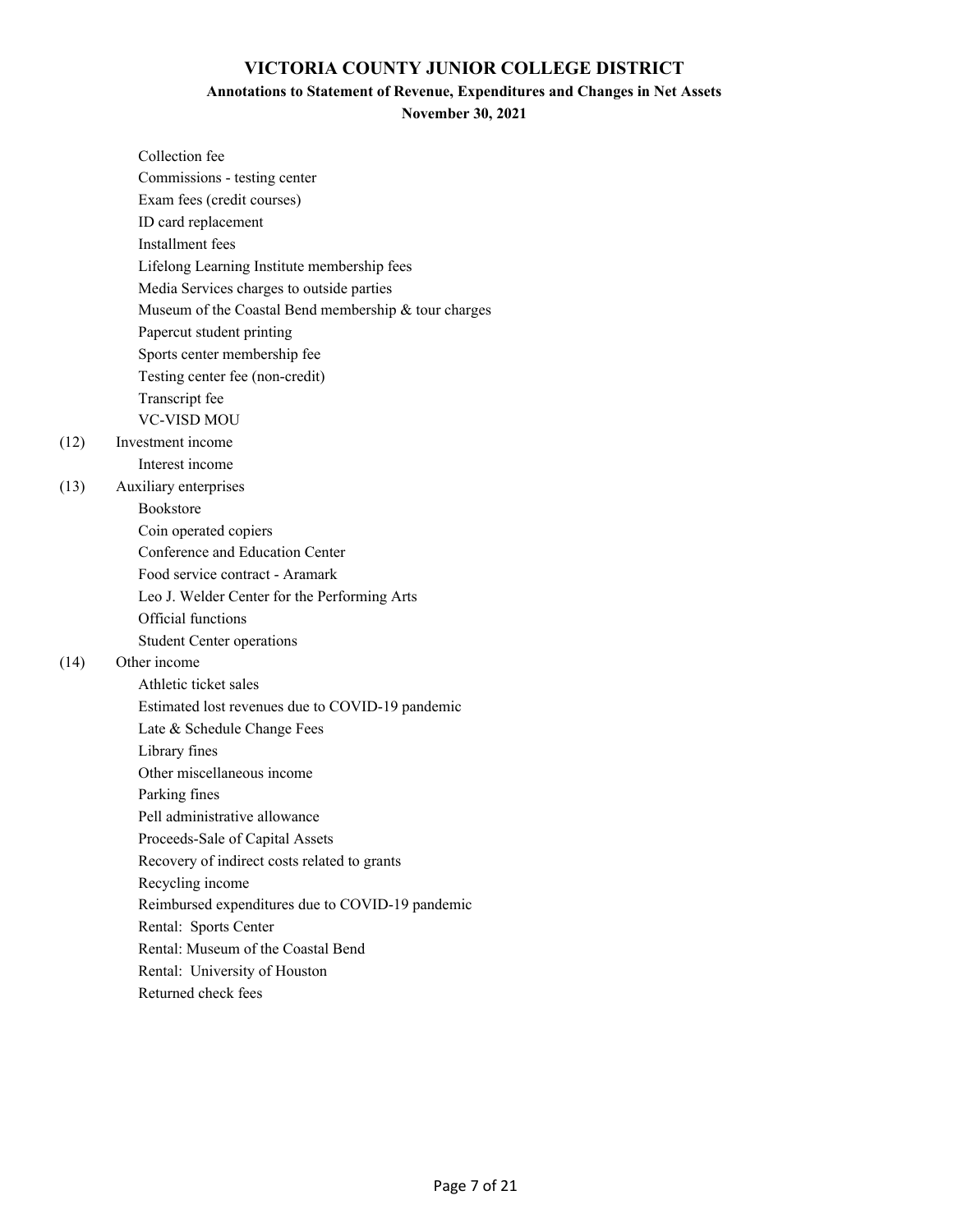# VICTORIA COUNTY JUNIOR COLLEGE DISTRICT

## Annotations to Statement of Revenue, Expenditures and Changes in Net Assets

### November 30, 2021

- Collection fee
- Commissions - testing center
- Exam fees (credit courses)
- ID card replacement
- Installment fees
- Lifelong Learning Institute membership fees
- Media Services charges to outside parties
- Museum of the Coastal Bend membership & tour charges
- Papercut student printing
- Sports center membership fee
- Testing center fee (non-credit)
- Transcript fee
- VC-VISD MOU

(12) Investment income

- Interest income

(13) Auxiliary enterprises

- Bookstore
- Coin operated copiers
- Conference and Education Center
- Food service contract - Aramark
- Leo J. Welder Center for the Performing Arts
- Official functions
- Student Center operations

(14) Other income

- Athletic ticket sales
- Estimated lost revenues due to COVID-19 pandemic
- Late & Schedule Change Fees
- Library fines
- Other miscellaneous income
- Parking fines
- Pell administrative allowance
- Proceeds-Sale of Capital Assets
- Recovery of indirect costs related to grants
- Recycling income
- Reimbursed expenditures due to COVID-19 pandemic
- Rental: Sports Center
- Rental: Museum of the Coastal Bend
- Rental: University of Houston
- Returned check fees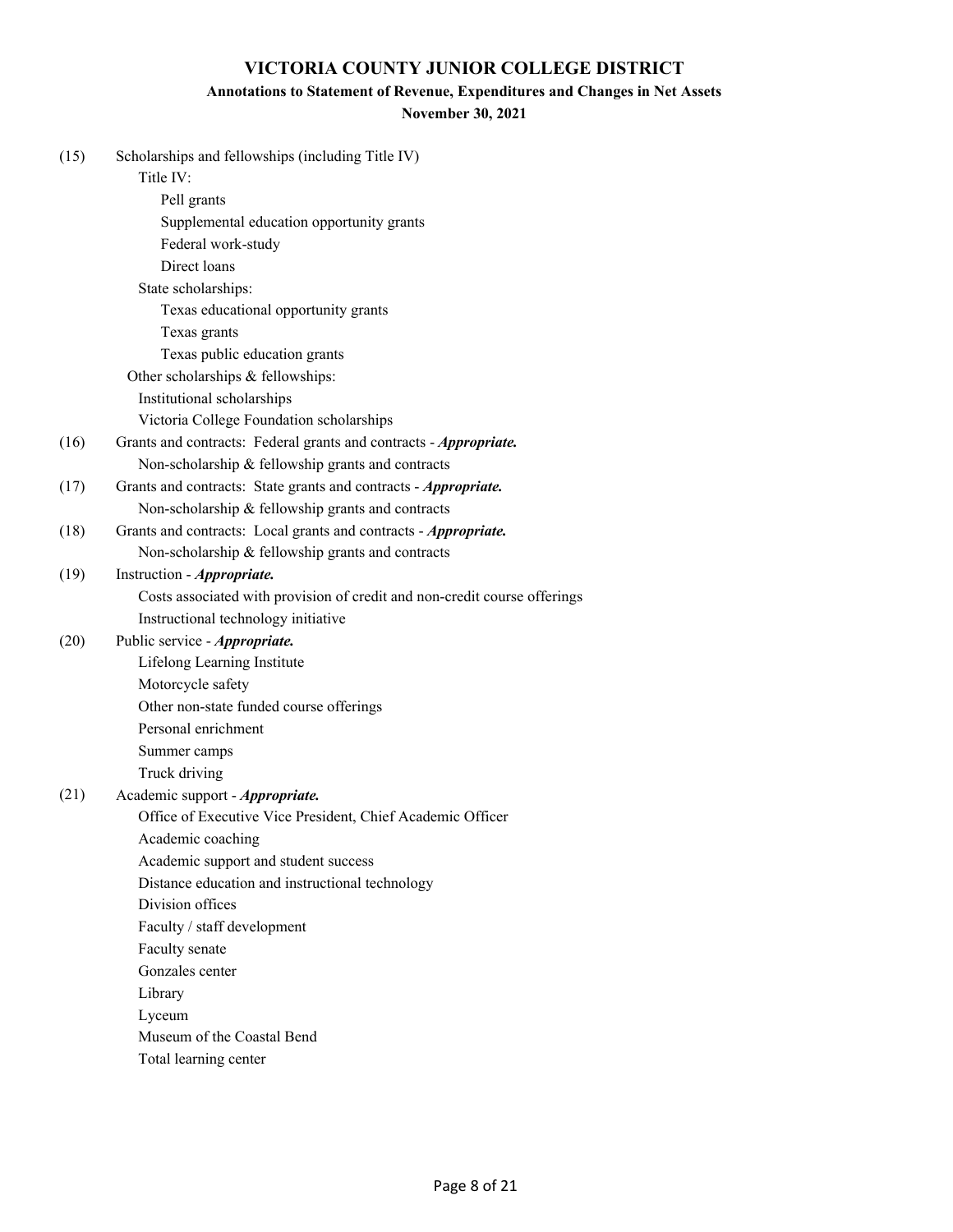# VICTORIA COUNTY JUNIOR COLLEGE DISTRICT

## Annotations to Statement of Revenue, Expenditures and Changes in Net Assets

### November 30, 2021

(15) Scholarships and fellowships (including Title IV)

- Title IV:
  - Pell grants
  - Supplemental education opportunity grants
  - Federal work-study
  - Direct loans
- State scholarships:
  - Texas educational opportunity grants
  - Texas grants
  - Texas public education grants
- Other scholarships & fellowships:
  - Institutional scholarships
  - Victoria College Foundation scholarships

(16) Grants and contracts: Federal grants and contracts - ***Appropriate.***

- Non-scholarship & fellowship grants and contracts

(17) Grants and contracts: State grants and contracts - ***Appropriate.***

- Non-scholarship & fellowship grants and contracts

(18) Grants and contracts: Local grants and contracts - ***Appropriate.***

- Non-scholarship & fellowship grants and contracts

(19) Instruction - ***Appropriate.***

- Costs associated with provision of credit and non-credit course offerings
- Instructional technology initiative

(20) Public service - ***Appropriate.***

- Lifelong Learning Institute
- Motorcycle safety
- Other non-state funded course offerings
- Personal enrichment
- Summer camps
- Truck driving

(21) Academic support - ***Appropriate.***

- Office of Executive Vice President, Chief Academic Officer
- Academic coaching
- Academic support and student success
- Distance education and instructional technology
- Division offices
- Faculty / staff development
- Faculty senate
- Gonzales center
- Library
- Lyceum
- Museum of the Coastal Bend
- Total learning center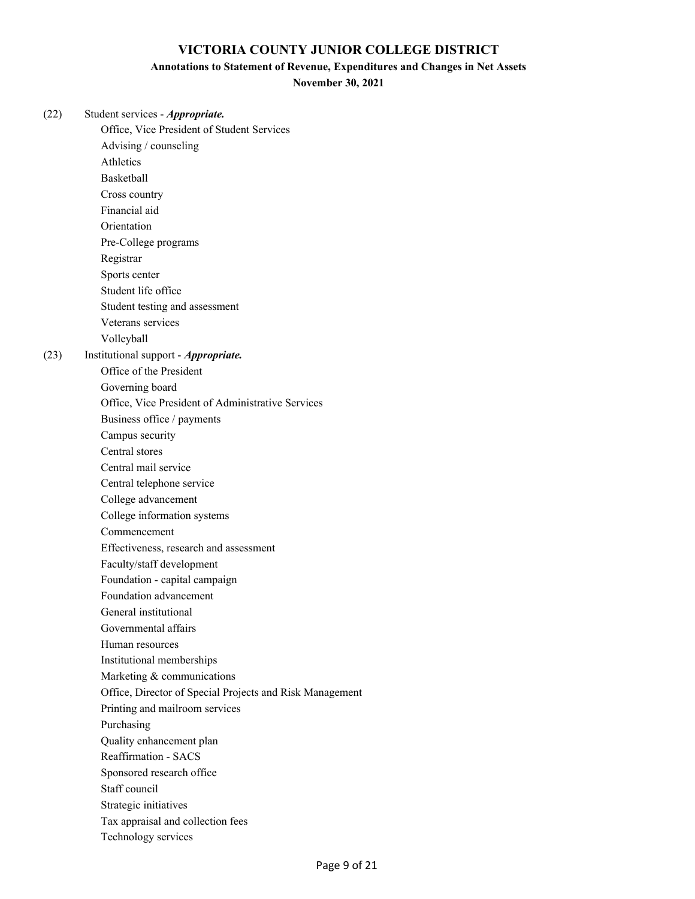# VICTORIA COUNTY JUNIOR COLLEGE DISTRICT

## Annotations to Statement of Revenue, Expenditures and Changes in Net Assets

### November 30, 2021

(22) Student services - ***Appropriate.***

- Office, Vice President of Student Services
- Advising / counseling
- Athletics
- Basketball
- Cross country
- Financial aid
- Orientation
- Pre-College programs
- Registrar
- Sports center
- Student life office
- Student testing and assessment
- Veterans services
- Volleyball

(23) Institutional support - ***Appropriate.***

- Office of the President
- Governing board
- Office, Vice President of Administrative Services
- Business office / payments
- Campus security
- Central stores
- Central mail service
- Central telephone service
- College advancement
- College information systems
- Commencement
- Effectiveness, research and assessment
- Faculty/staff development
- Foundation - capital campaign
- Foundation advancement
- General institutional
- Governmental affairs
- Human resources
- Institutional memberships
- Marketing & communications
- Office, Director of Special Projects and Risk Management
- Printing and mailroom services
- Purchasing
- Quality enhancement plan
- Reaffirmation - SACS
- Sponsored research office
- Staff council
- Strategic initiatives
- Tax appraisal and collection fees
- Technology services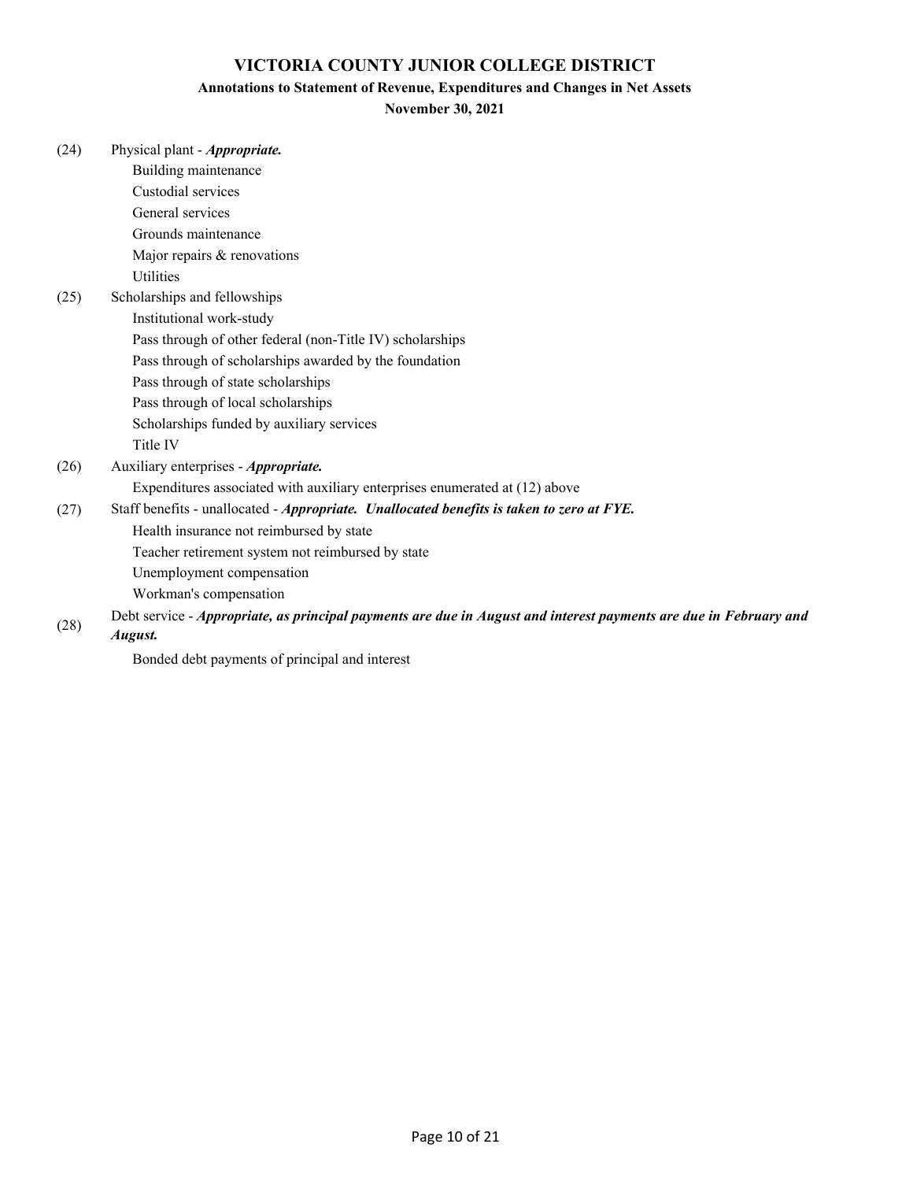# VICTORIA COUNTY JUNIOR COLLEGE DISTRICT

## Annotations to Statement of Revenue, Expenditures and Changes in Net Assets

### November 30, 2021

(24) Physical plant - ***Appropriate.***
- Building maintenance
- Custodial services
- General services
- Grounds maintenance
- Major repairs & renovations
- Utilities

(25) Scholarships and fellowships
- Institutional work-study
- Pass through of other federal (non-Title IV) scholarships
- Pass through of scholarships awarded by the foundation
- Pass through of state scholarships
- Pass through of local scholarships
- Scholarships funded by auxiliary services
- Title IV

(26) Auxiliary enterprises - ***Appropriate.***
- Expenditures associated with auxiliary enterprises enumerated at (12) above

(27) Staff benefits - unallocated - ***Appropriate. Unallocated benefits is taken to zero at FYE.***
- Health insurance not reimbursed by state
- Teacher retirement system not reimbursed by state
- Unemployment compensation
- Workman's compensation

(28) Debt service - ***Appropriate, as principal payments are due in August and interest payments are due in February and August.***
- Bonded debt payments of principal and interest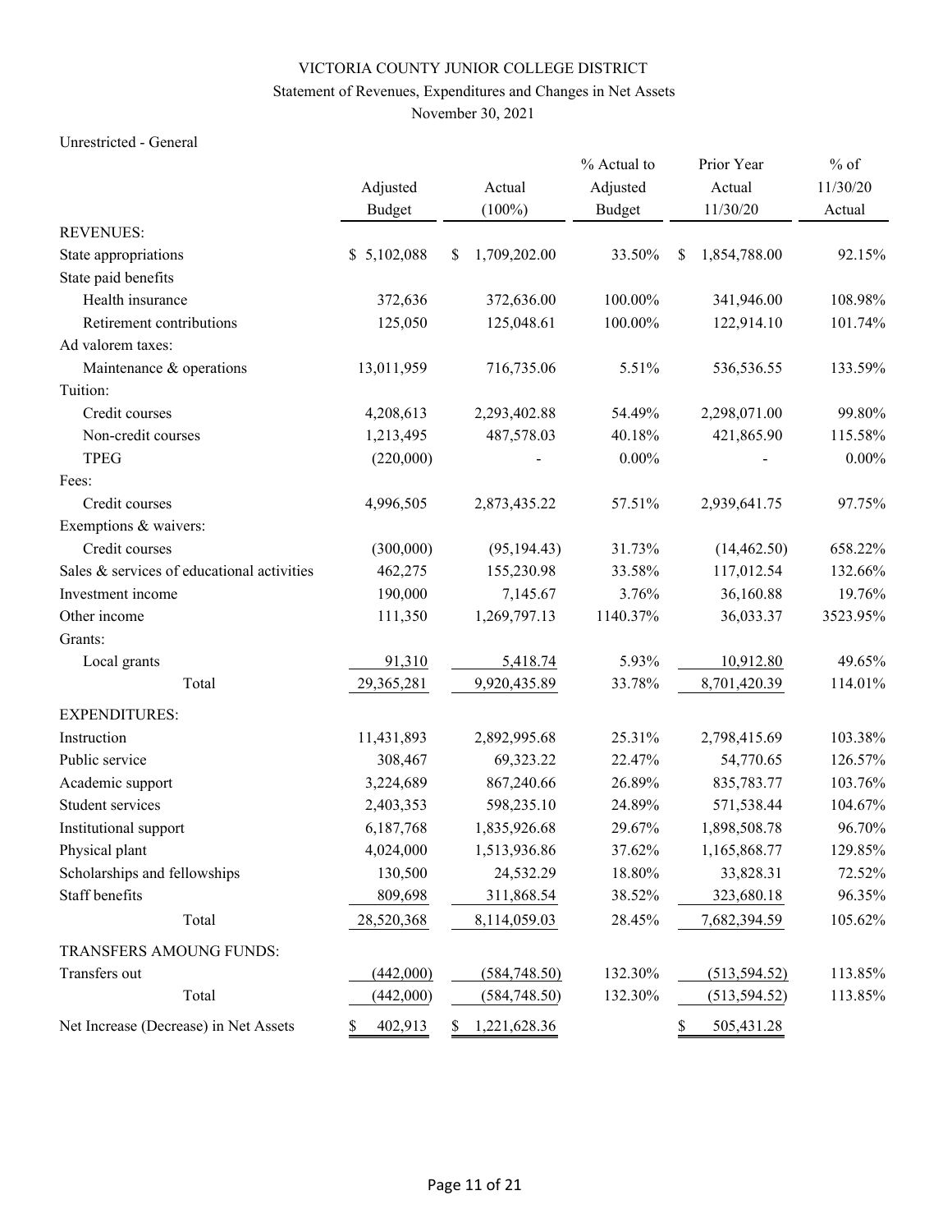VICTORIA COUNTY JUNIOR COLLEGE DISTRICT

Statement of Revenues, Expenditures and Changes in Net Assets

November 30, 2021

Unrestricted - General

| | Adjusted Budget | Actual (100%) | % Actual to Adjusted Budget | Prior Year Actual 11/30/20 | % of 11/30/20 Actual |
|---|---|---|---|---|---|
| REVENUES: | | | | | |
| State appropriations | $ 5,102,088 | $ 1,709,202.00 | 33.50% | $ 1,854,788.00 | 92.15% |
| State paid benefits | | | | | |
| Health insurance | 372,636 | 372,636.00 | 100.00% | 341,946.00 | 108.98% |
| Retirement contributions | 125,050 | 125,048.61 | 100.00% | 122,914.10 | 101.74% |
| Ad valorem taxes: | | | | | |
| Maintenance & operations | 13,011,959 | 716,735.06 | 5.51% | 536,536.55 | 133.59% |
| Tuition: | | | | | |
| Credit courses | 4,208,613 | 2,293,402.88 | 54.49% | 2,298,071.00 | 99.80% |
| Non-credit courses | 1,213,495 | 487,578.03 | 40.18% | 421,865.90 | 115.58% |
| TPEG | (220,000) | - | 0.00% | - | 0.00% |
| Fees: | | | | | |
| Credit courses | 4,996,505 | 2,873,435.22 | 57.51% | 2,939,641.75 | 97.75% |
| Exemptions & waivers: | | | | | |
| Credit courses | (300,000) | (95,194.43) | 31.73% | (14,462.50) | 658.22% |
| Sales & services of educational activities | 462,275 | 155,230.98 | 33.58% | 117,012.54 | 132.66% |
| Investment income | 190,000 | 7,145.67 | 3.76% | 36,160.88 | 19.76% |
| Other income | 111,350 | 1,269,797.13 | 1140.37% | 36,033.37 | 3523.95% |
| Grants: | | | | | |
| Local grants | 91,310 | 5,418.74 | 5.93% | 10,912.80 | 49.65% |
| Total | 29,365,281 | 9,920,435.89 | 33.78% | 8,701,420.39 | 114.01% |
| EXPENDITURES: | | | | | |
| Instruction | 11,431,893 | 2,892,995.68 | 25.31% | 2,798,415.69 | 103.38% |
| Public service | 308,467 | 69,323.22 | 22.47% | 54,770.65 | 126.57% |
| Academic support | 3,224,689 | 867,240.66 | 26.89% | 835,783.77 | 103.76% |
| Student services | 2,403,353 | 598,235.10 | 24.89% | 571,538.44 | 104.67% |
| Institutional support | 6,187,768 | 1,835,926.68 | 29.67% | 1,898,508.78 | 96.70% |
| Physical plant | 4,024,000 | 1,513,936.86 | 37.62% | 1,165,868.77 | 129.85% |
| Scholarships and fellowships | 130,500 | 24,532.29 | 18.80% | 33,828.31 | 72.52% |
| Staff benefits | 809,698 | 311,868.54 | 38.52% | 323,680.18 | 96.35% |
| Total | 28,520,368 | 8,114,059.03 | 28.45% | 7,682,394.59 | 105.62% |
| TRANSFERS AMOUNG FUNDS: | | | | | |
| Transfers out | (442,000) | (584,748.50) | 132.30% | (513,594.52) | 113.85% |
| Total | (442,000) | (584,748.50) | 132.30% | (513,594.52) | 113.85% |
| Net Increase (Decrease) in Net Assets | $ 402,913 | $ 1,221,628.36 | | $ 505,431.28 | |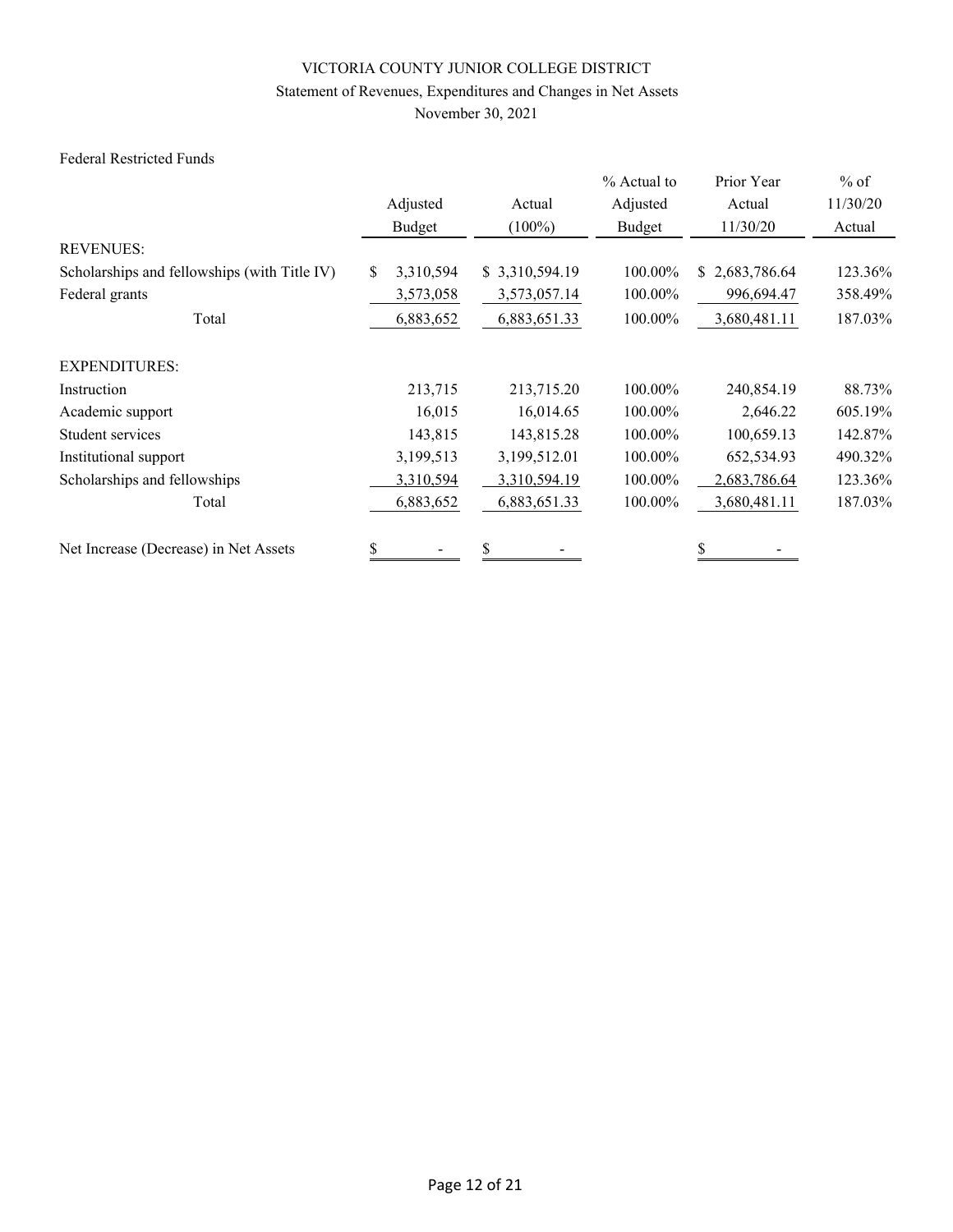VICTORIA COUNTY JUNIOR COLLEGE DISTRICT

Statement of Revenues, Expenditures and Changes in Net Assets

November 30, 2021

Federal Restricted Funds

| | Adjusted Budget | Actual (100%) | % Actual to Adjusted Budget | Prior Year Actual 11/30/20 | % of 11/30/20 Actual |
|---|---|---|---|---|---|
| REVENUES: | | | | | |
| Scholarships and fellowships (with Title IV) | $ 3,310,594 | $ 3,310,594.19 | 100.00% | $ 2,683,786.64 | 123.36% |
| Federal grants | 3,573,058 | 3,573,057.14 | 100.00% | 996,694.47 | 358.49% |
| Total | 6,883,652 | 6,883,651.33 | 100.00% | 3,680,481.11 | 187.03% |
| EXPENDITURES: | | | | | |
| Instruction | 213,715 | 213,715.20 | 100.00% | 240,854.19 | 88.73% |
| Academic support | 16,015 | 16,014.65 | 100.00% | 2,646.22 | 605.19% |
| Student services | 143,815 | 143,815.28 | 100.00% | 100,659.13 | 142.87% |
| Institutional support | 3,199,513 | 3,199,512.01 | 100.00% | 652,534.93 | 490.32% |
| Scholarships and fellowships | 3,310,594 | 3,310,594.19 | 100.00% | 2,683,786.64 | 123.36% |
| Total | 6,883,652 | 6,883,651.33 | 100.00% | 3,680,481.11 | 187.03% |
| Net Increase (Decrease) in Net Assets | $ - | $ - | | $ - | |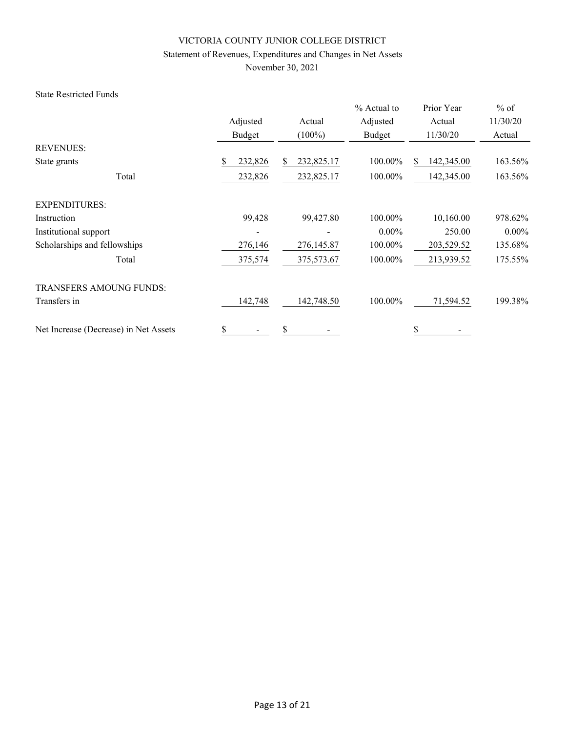VICTORIA COUNTY JUNIOR COLLEGE DISTRICT

Statement of Revenues, Expenditures and Changes in Net Assets

November 30, 2021

State Restricted Funds

| | Adjusted Budget | Actual (100%) | % Actual to Adjusted Budget | Prior Year Actual 11/30/20 | % of 11/30/20 Actual |
|---|---|---|---|---|---|
| REVENUES: | | | | | |
| State grants | $ 232,826 | $ 232,825.17 | 100.00% | $ 142,345.00 | 163.56% |
| Total | 232,826 | 232,825.17 | 100.00% | 142,345.00 | 163.56% |
| EXPENDITURES: | | | | | |
| Instruction | 99,428 | 99,427.80 | 100.00% | 10,160.00 | 978.62% |
| Institutional support | - | - | 0.00% | 250.00 | 0.00% |
| Scholarships and fellowships | 276,146 | 276,145.87 | 100.00% | 203,529.52 | 135.68% |
| Total | 375,574 | 375,573.67 | 100.00% | 213,939.52 | 175.55% |
| TRANSFERS AMOUNG FUNDS: | | | | | |
| Transfers in | 142,748 | 142,748.50 | 100.00% | 71,594.52 | 199.38% |
| Net Increase (Decrease) in Net Assets | $ - | $ - | | $ - | |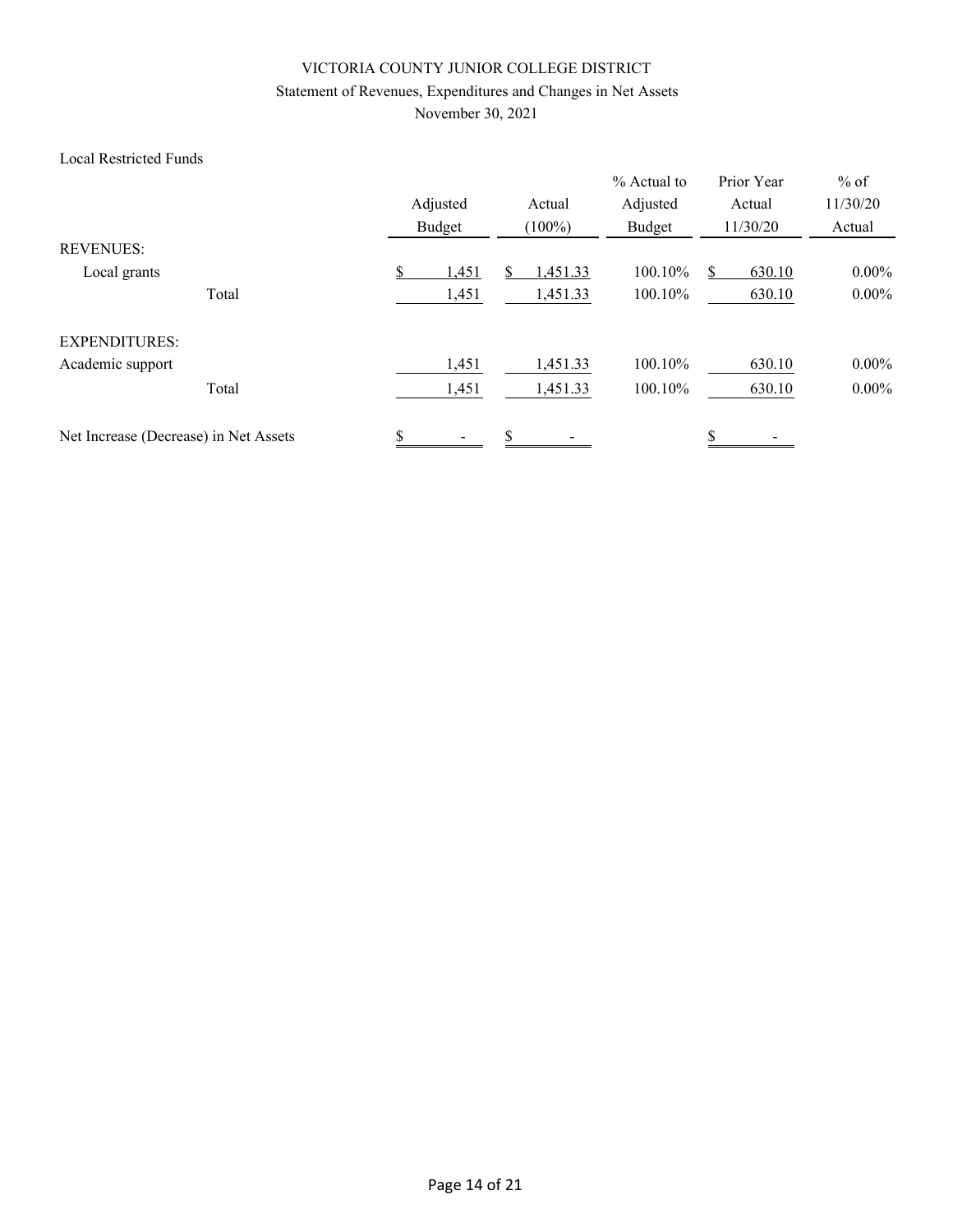VICTORIA COUNTY JUNIOR COLLEGE DISTRICT

Statement of Revenues, Expenditures and Changes in Net Assets

November 30, 2021

Local Restricted Funds

| | Adjusted Budget | Actual (100%) | % Actual to Adjusted Budget | Prior Year Actual 11/30/20 | % of 11/30/20 Actual |
|---|---|---|---|---|---|
| REVENUES: | | | | | |
| Local grants | $ 1,451 | $ 1,451.33 | 100.10% | $ 630.10 | 0.00% |
| Total | 1,451 | 1,451.33 | 100.10% | 630.10 | 0.00% |
| EXPENDITURES: | | | | | |
| Academic support | 1,451 | 1,451.33 | 100.10% | 630.10 | 0.00% |
| Total | 1,451 | 1,451.33 | 100.10% | 630.10 | 0.00% |
| Net Increase (Decrease) in Net Assets | $ - | $ - | | $ - | |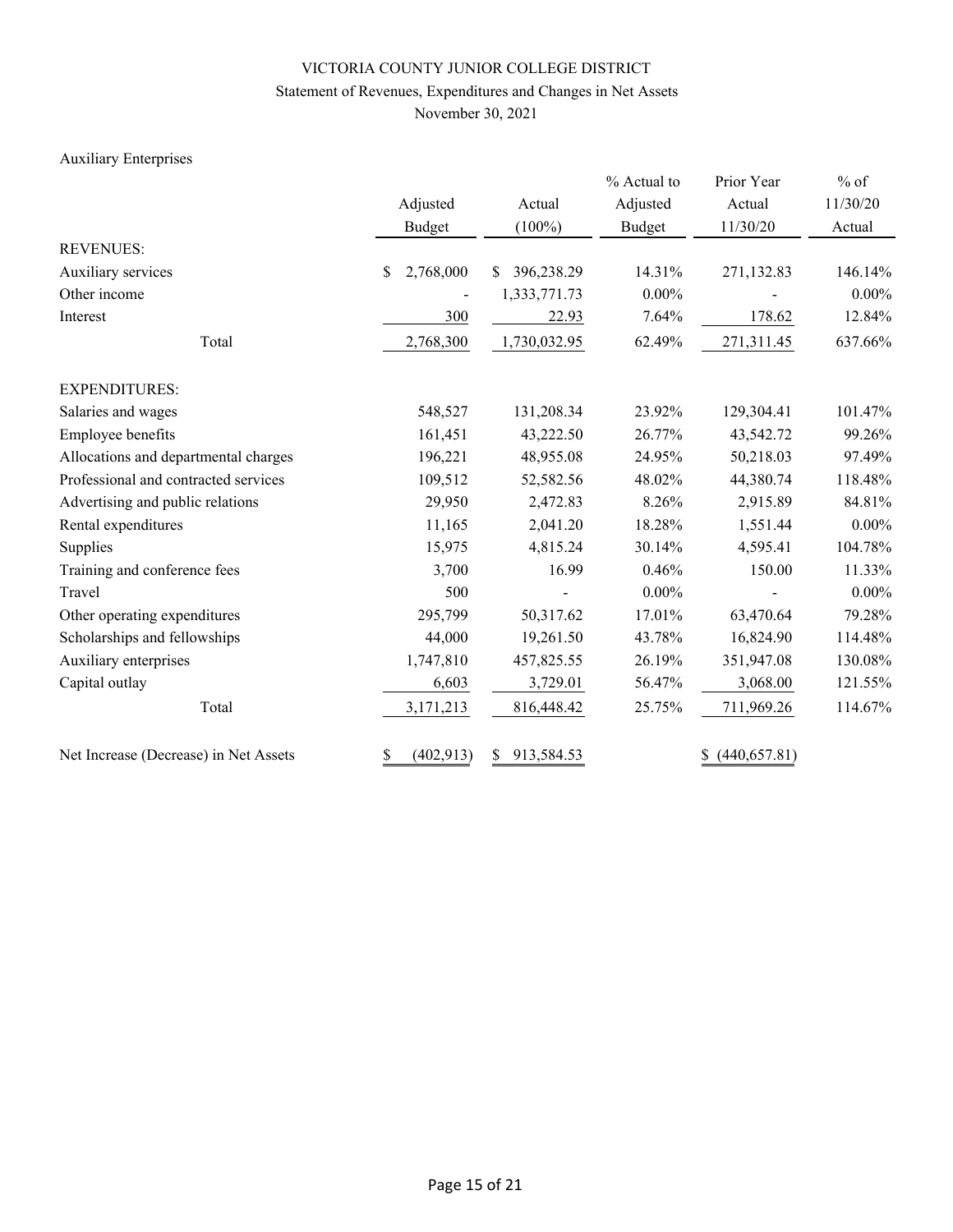VICTORIA COUNTY JUNIOR COLLEGE DISTRICT

Statement of Revenues, Expenditures and Changes in Net Assets

November 30, 2021

Auxiliary Enterprises

| | Adjusted Budget | Actual (100%) | % Actual to Adjusted Budget | Prior Year Actual 11/30/20 | % of 11/30/20 Actual |
|---|---|---|---|---|---|
| REVENUES: | | | | | |
| Auxiliary services | $ 2,768,000 | $ 396,238.29 | 14.31% | 271,132.83 | 146.14% |
| Other income | - | 1,333,771.73 | 0.00% | - | 0.00% |
| Interest | 300 | 22.93 | 7.64% | 178.62 | 12.84% |
| Total | 2,768,300 | 1,730,032.95 | 62.49% | 271,311.45 | 637.66% |
| EXPENDITURES: | | | | | |
| Salaries and wages | 548,527 | 131,208.34 | 23.92% | 129,304.41 | 101.47% |
| Employee benefits | 161,451 | 43,222.50 | 26.77% | 43,542.72 | 99.26% |
| Allocations and departmental charges | 196,221 | 48,955.08 | 24.95% | 50,218.03 | 97.49% |
| Professional and contracted services | 109,512 | 52,582.56 | 48.02% | 44,380.74 | 118.48% |
| Advertising and public relations | 29,950 | 2,472.83 | 8.26% | 2,915.89 | 84.81% |
| Rental expenditures | 11,165 | 2,041.20 | 18.28% | 1,551.44 | 0.00% |
| Supplies | 15,975 | 4,815.24 | 30.14% | 4,595.41 | 104.78% |
| Training and conference fees | 3,700 | 16.99 | 0.46% | 150.00 | 11.33% |
| Travel | 500 | - | 0.00% | - | 0.00% |
| Other operating expenditures | 295,799 | 50,317.62 | 17.01% | 63,470.64 | 79.28% |
| Scholarships and fellowships | 44,000 | 19,261.50 | 43.78% | 16,824.90 | 114.48% |
| Auxiliary enterprises | 1,747,810 | 457,825.55 | 26.19% | 351,947.08 | 130.08% |
| Capital outlay | 6,603 | 3,729.01 | 56.47% | 3,068.00 | 121.55% |
| Total | 3,171,213 | 816,448.42 | 25.75% | 711,969.26 | 114.67% |
| Net Increase (Decrease) in Net Assets | $ (402,913) | $ 913,584.53 | | $ (440,657.81) | |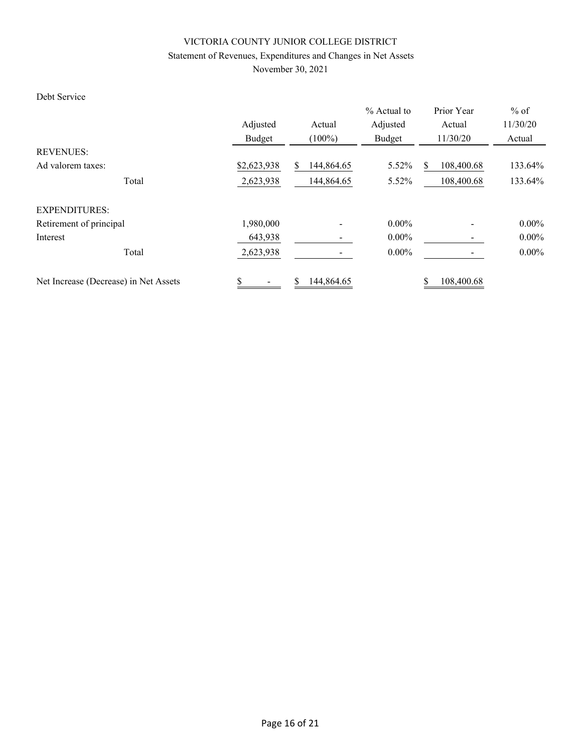VICTORIA COUNTY JUNIOR COLLEGE DISTRICT

Statement of Revenues, Expenditures and Changes in Net Assets

November 30, 2021

Debt Service

| | Adjusted Budget | Actual (100%) | % Actual to Adjusted Budget | Prior Year Actual 11/30/20 | % of 11/30/20 Actual |
|---|---|---|---|---|---|
| REVENUES: | | | | | |
| Ad valorem taxes: | $2,623,938 | $ 144,864.65 | 5.52% | $ 108,400.68 | 133.64% |
| Total | 2,623,938 | 144,864.65 | 5.52% | 108,400.68 | 133.64% |
| EXPENDITURES: | | | | | |
| Retirement of principal | 1,980,000 | - | 0.00% | - | 0.00% |
| Interest | 643,938 | - | 0.00% | - | 0.00% |
| Total | 2,623,938 | - | 0.00% | - | 0.00% |
| Net Increase (Decrease) in Net Assets | $ - | $ 144,864.65 | | $ 108,400.68 | |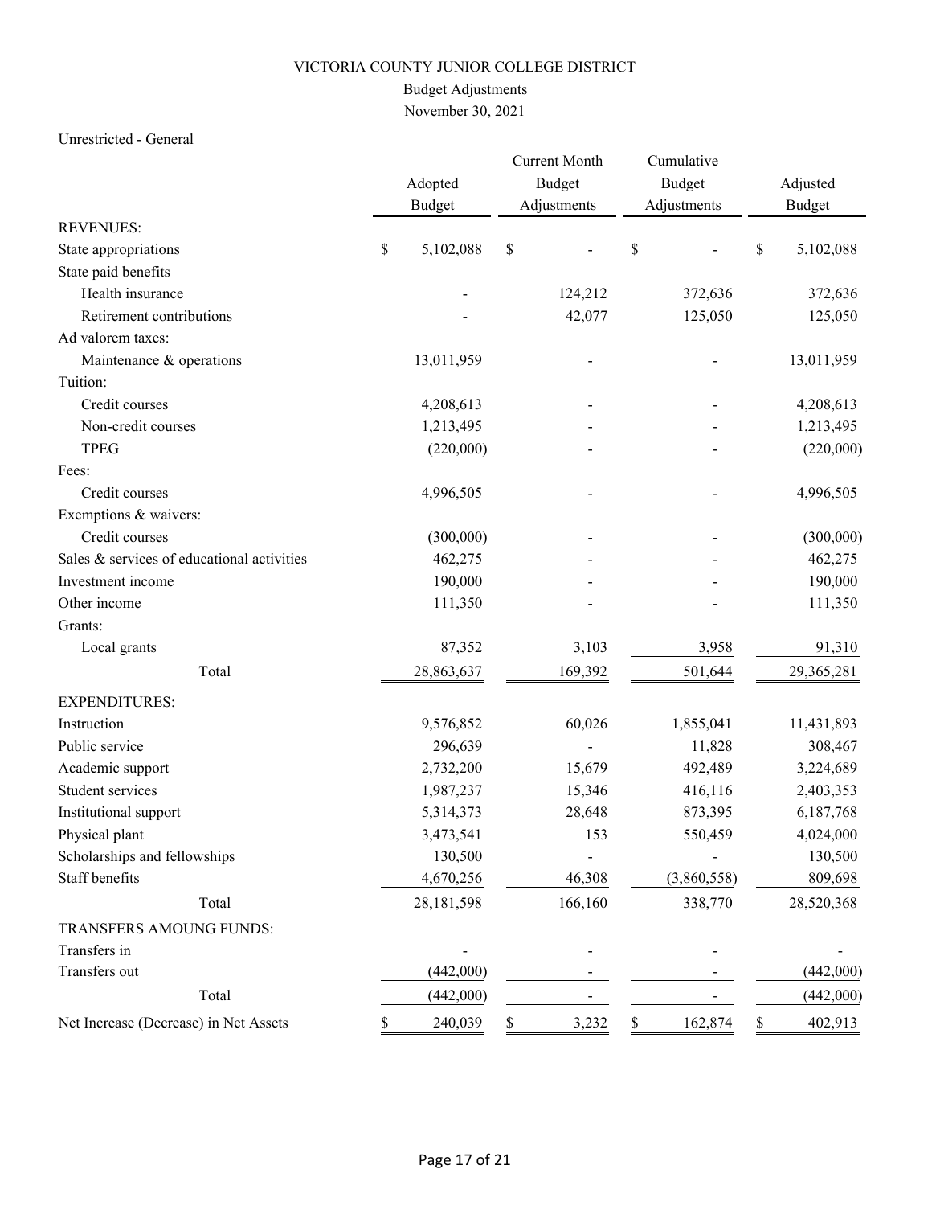# VICTORIA COUNTY JUNIOR COLLEGE DISTRICT

## Budget Adjustments

## November 30, 2021

Unrestricted - General

| | Adopted Budget | Current Month Budget Adjustments | Cumulative Budget Adjustments | Adjusted Budget |
|---|---|---|---|---|
| REVENUES: | | | | |
| State appropriations | $ 5,102,088 | $ - | $ - | $ 5,102,088 |
| State paid benefits | | | | |
| Health insurance | - | 124,212 | 372,636 | 372,636 |
| Retirement contributions | - | 42,077 | 125,050 | 125,050 |
| Ad valorem taxes: | | | | |
| Maintenance & operations | 13,011,959 | - | - | 13,011,959 |
| Tuition: | | | | |
| Credit courses | 4,208,613 | - | - | 4,208,613 |
| Non-credit courses | 1,213,495 | - | - | 1,213,495 |
| TPEG | (220,000) | - | - | (220,000) |
| Fees: | | | | |
| Credit courses | 4,996,505 | - | - | 4,996,505 |
| Exemptions & waivers: | | | | |
| Credit courses | (300,000) | - | - | (300,000) |
| Sales & services of educational activities | 462,275 | - | - | 462,275 |
| Investment income | 190,000 | - | - | 190,000 |
| Other income | 111,350 | - | - | 111,350 |
| Grants: | | | | |
| Local grants | 87,352 | 3,103 | 3,958 | 91,310 |
| Total | 28,863,637 | 169,392 | 501,644 | 29,365,281 |
| EXPENDITURES: | | | | |
| Instruction | 9,576,852 | 60,026 | 1,855,041 | 11,431,893 |
| Public service | 296,639 | - | 11,828 | 308,467 |
| Academic support | 2,732,200 | 15,679 | 492,489 | 3,224,689 |
| Student services | 1,987,237 | 15,346 | 416,116 | 2,403,353 |
| Institutional support | 5,314,373 | 28,648 | 873,395 | 6,187,768 |
| Physical plant | 3,473,541 | 153 | 550,459 | 4,024,000 |
| Scholarships and fellowships | 130,500 | - | - | 130,500 |
| Staff benefits | 4,670,256 | 46,308 | (3,860,558) | 809,698 |
| Total | 28,181,598 | 166,160 | 338,770 | 28,520,368 |
| TRANSFERS AMOUNG FUNDS: | | | | |
| Transfers in | - | - | - | - |
| Transfers out | (442,000) | - | - | (442,000) |
| Total | (442,000) | - | - | (442,000) |
| Net Increase (Decrease) in Net Assets | $ 240,039 | $ 3,232 | $ 162,874 | $ 402,913 |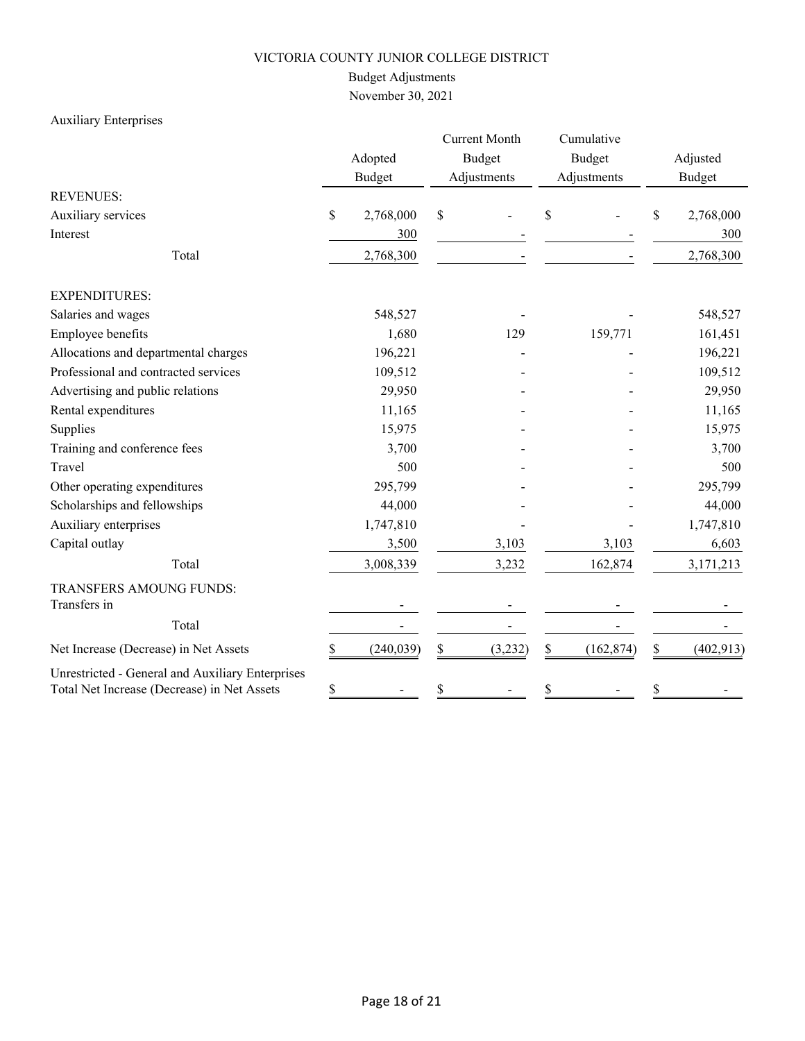VICTORIA COUNTY JUNIOR COLLEGE DISTRICT

Budget Adjustments

November 30, 2021

Auxiliary Enterprises

| | Adopted Budget | Current Month Budget Adjustments | Cumulative Budget Adjustments | Adjusted Budget |
|---|---|---|---|---|
| REVENUES: | | | | |
| Auxiliary services | $ 2,768,000 | $ - | $ - | $ 2,768,000 |
| Interest | 300 | - | - | 300 |
| Total | 2,768,300 | - | - | 2,768,300 |
| EXPENDITURES: | | | | |
| Salaries and wages | 548,527 | - | - | 548,527 |
| Employee benefits | 1,680 | 129 | 159,771 | 161,451 |
| Allocations and departmental charges | 196,221 | - | - | 196,221 |
| Professional and contracted services | 109,512 | - | - | 109,512 |
| Advertising and public relations | 29,950 | - | - | 29,950 |
| Rental expenditures | 11,165 | - | - | 11,165 |
| Supplies | 15,975 | - | - | 15,975 |
| Training and conference fees | 3,700 | - | - | 3,700 |
| Travel | 500 | - | - | 500 |
| Other operating expenditures | 295,799 | - | - | 295,799 |
| Scholarships and fellowships | 44,000 | - | - | 44,000 |
| Auxiliary enterprises | 1,747,810 | - | - | 1,747,810 |
| Capital outlay | 3,500 | 3,103 | 3,103 | 6,603 |
| Total | 3,008,339 | 3,232 | 162,874 | 3,171,213 |
| TRANSFERS AMOUNG FUNDS: | | | | |
| Transfers in | - | - | - | - |
| Total | - | - | - | - |
| Net Increase (Decrease) in Net Assets | $ (240,039) | $ (3,232) | $ (162,874) | $ (402,913) |
| Unrestricted - General and Auxiliary Enterprises Total Net Increase (Decrease) in Net Assets | $ - | $ - | $ - | $ - |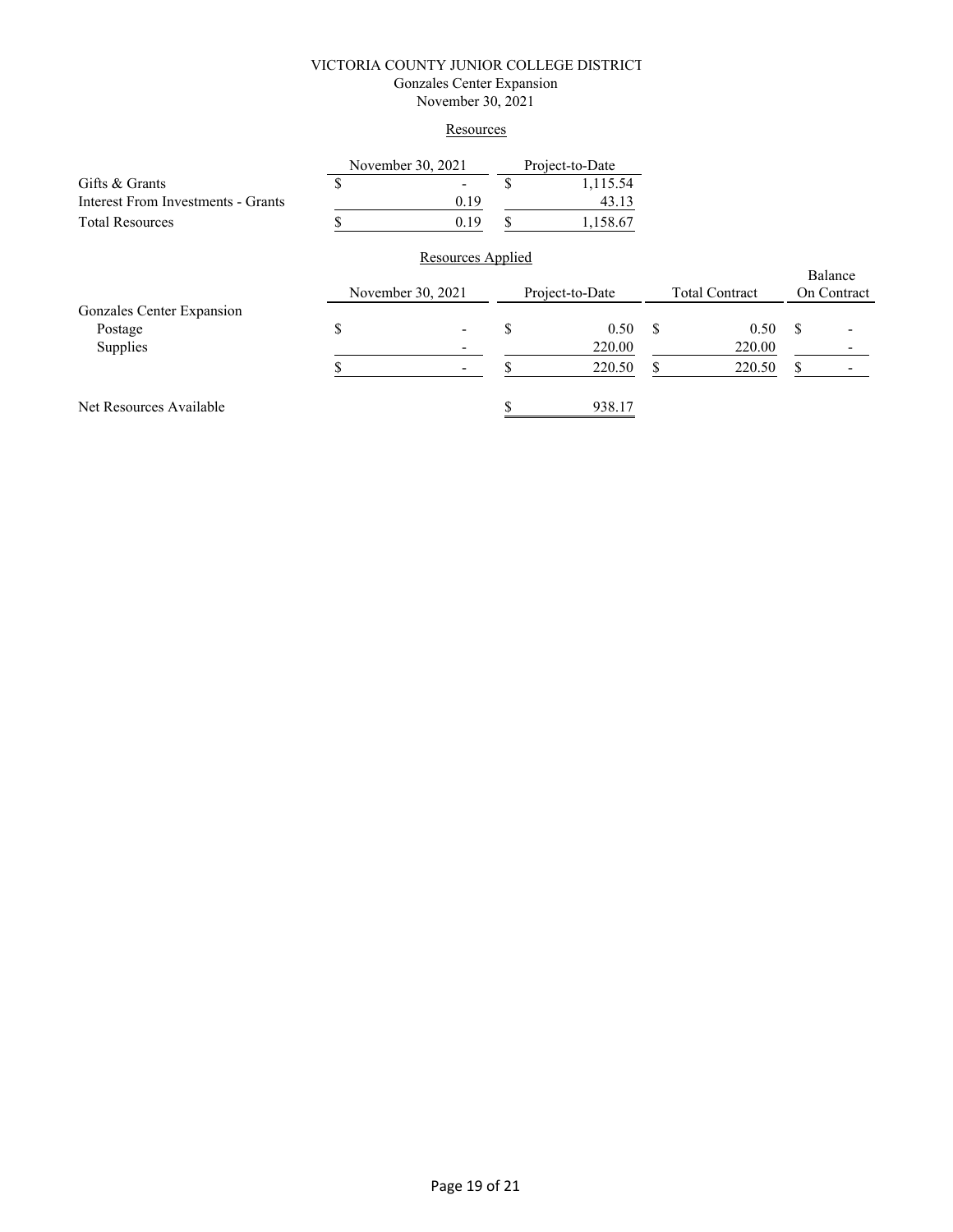# VICTORIA COUNTY JUNIOR COLLEGE DISTRICT

## Gonzales Center Expansion

### November 30, 2021

#### Resources

| | November 30, 2021 | Project-to-Date |
|---|---|---|
| Gifts & Grants | $ - | $ 1,115.54 |
| Interest From Investments - Grants | 0.19 | 43.13 |
| Total Resources | $ 0.19 | $ 1,158.67 |

#### Resources Applied

| | November 30, 2021 | Project-to-Date | Total Contract | Balance On Contract |
|---|---|---|---|---|
| Gonzales Center Expansion | | | | |
| Postage | $ - | $ 0.50 | $ 0.50 | $ - |
| Supplies | - | 220.00 | 220.00 | - |
| | $ - | $ 220.50 | $ 220.50 | $ - |
| | | | | |
| Net Resources Available | | $ 938.17 | | |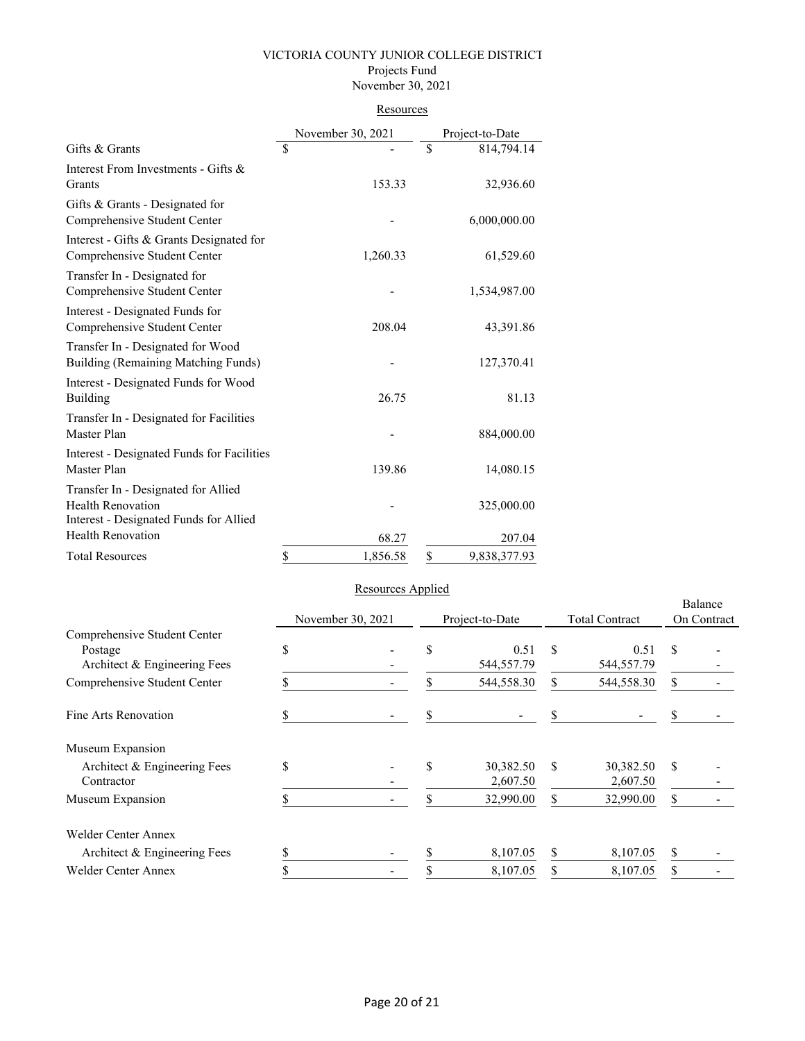VICTORIA COUNTY JUNIOR COLLEGE DISTRICT

Projects Fund

November 30, 2021

Resources

| | November 30, 2021 | Project-to-Date |
|---|---|---|
| Gifts & Grants | $ - | $ 814,794.14 |
| Interest From Investments - Gifts & Grants | 153.33 | 32,936.60 |
| Gifts & Grants - Designated for Comprehensive Student Center | - | 6,000,000.00 |
| Interest - Gifts & Grants Designated for Comprehensive Student Center | 1,260.33 | 61,529.60 |
| Transfer In - Designated for Comprehensive Student Center | - | 1,534,987.00 |
| Interest - Designated Funds for Comprehensive Student Center | 208.04 | 43,391.86 |
| Transfer In - Designated for Wood Building (Remaining Matching Funds) | - | 127,370.41 |
| Interest - Designated Funds for Wood Building | 26.75 | 81.13 |
| Transfer In - Designated for Facilities Master Plan | - | 884,000.00 |
| Interest - Designated Funds for Facilities Master Plan | 139.86 | 14,080.15 |
| Transfer In - Designated for Allied Health Renovation | - | 325,000.00 |
| Interest - Designated Funds for Allied Health Renovation | 68.27 | 207.04 |
| Total Resources | $ 1,856.58 | $ 9,838,377.93 |

Resources Applied

| | November 30, 2021 | Project-to-Date | Total Contract | Balance On Contract |
|---|---|---|---|---|
| Comprehensive Student Center | | | | |
| Postage | $ - | $ 0.51 | $ 0.51 | $ - |
| Architect & Engineering Fees | - | 544,557.79 | 544,557.79 | - |
| Comprehensive Student Center | $ - | $ 544,558.30 | $ 544,558.30 | $ - |
| Fine Arts Renovation | $ - | $ - | $ - | $ - |
| Museum Expansion | | | | |
| Architect & Engineering Fees | $ - | $ 30,382.50 | $ 30,382.50 | $ - |
| Contractor | - | 2,607.50 | 2,607.50 | - |
| Museum Expansion | $ - | $ 32,990.00 | $ 32,990.00 | $ - |
| Welder Center Annex | | | | |
| Architect & Engineering Fees | $ - | $ 8,107.05 | $ 8,107.05 | $ - |
| Welder Center Annex | $ - | $ 8,107.05 | $ 8,107.05 | $ - |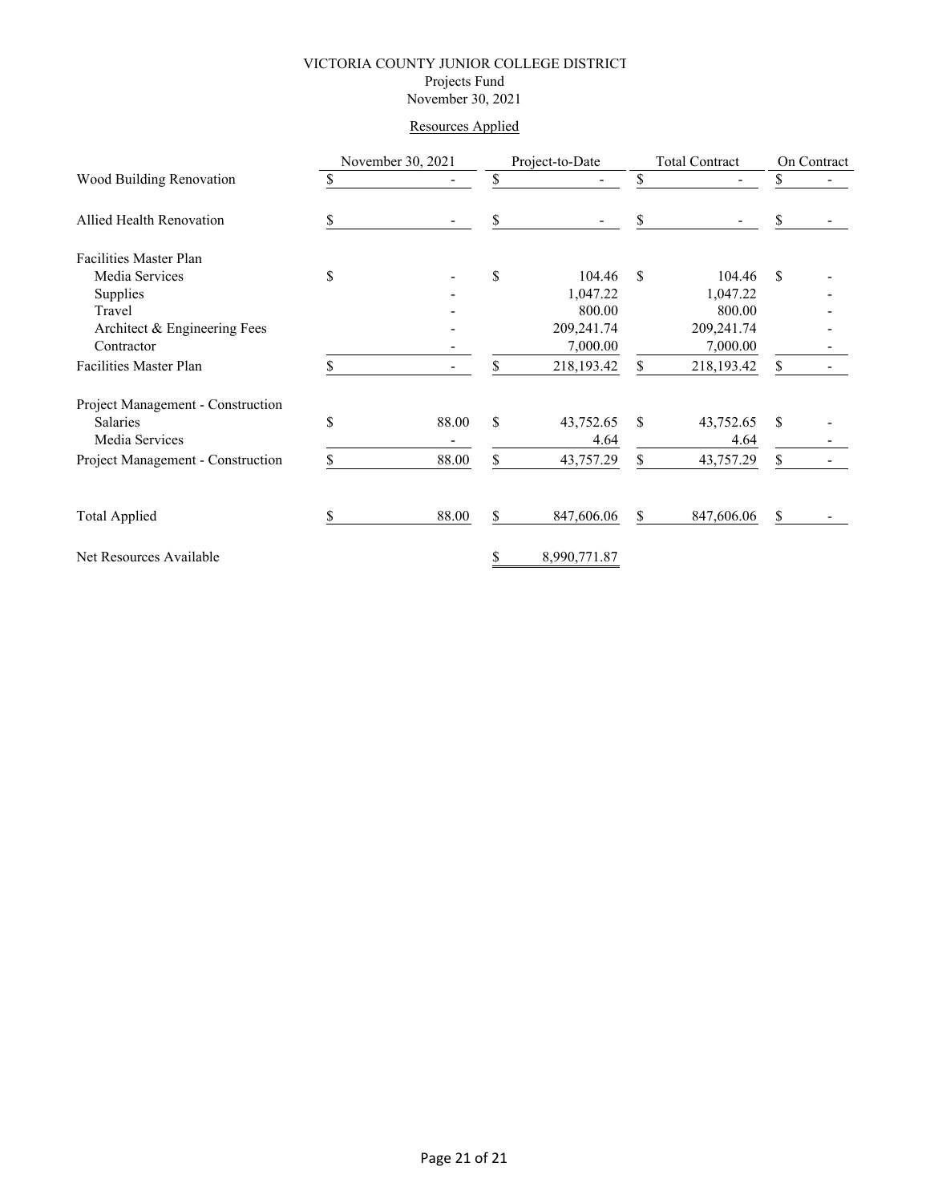VICTORIA COUNTY JUNIOR COLLEGE DISTRICT
Projects Fund
November 30, 2021

Resources Applied

| | November 30, 2021 | Project-to-Date | Total Contract | On Contract |
|---|---|---|---|---|
| Wood Building Renovation | $ - | $ - | $ - | $ - |
| Allied Health Renovation | $ - | $ - | $ - | $ - |
| Facilities Master Plan | | | | |
| Media Services | $ - | $ 104.46 | $ 104.46 | $ - |
| Supplies | - | 1,047.22 | 1,047.22 | - |
| Travel | - | 800.00 | 800.00 | - |
| Architect & Engineering Fees | - | 209,241.74 | 209,241.74 | - |
| Contractor | - | 7,000.00 | 7,000.00 | - |
| Facilities Master Plan | $ - | $ 218,193.42 | $ 218,193.42 | $ - |
| Project Management - Construction | | | | |
| Salaries | $ 88.00 | $ 43,752.65 | $ 43,752.65 | $ - |
| Media Services | - | 4.64 | 4.64 | - |
| Project Management - Construction | $ 88.00 | $ 43,757.29 | $ 43,757.29 | $ - |
| Total Applied | $ 88.00 | $ 847,606.06 | $ 847,606.06 | $ - |
| Net Resources Available | | $ 8,990,771.87 | | |